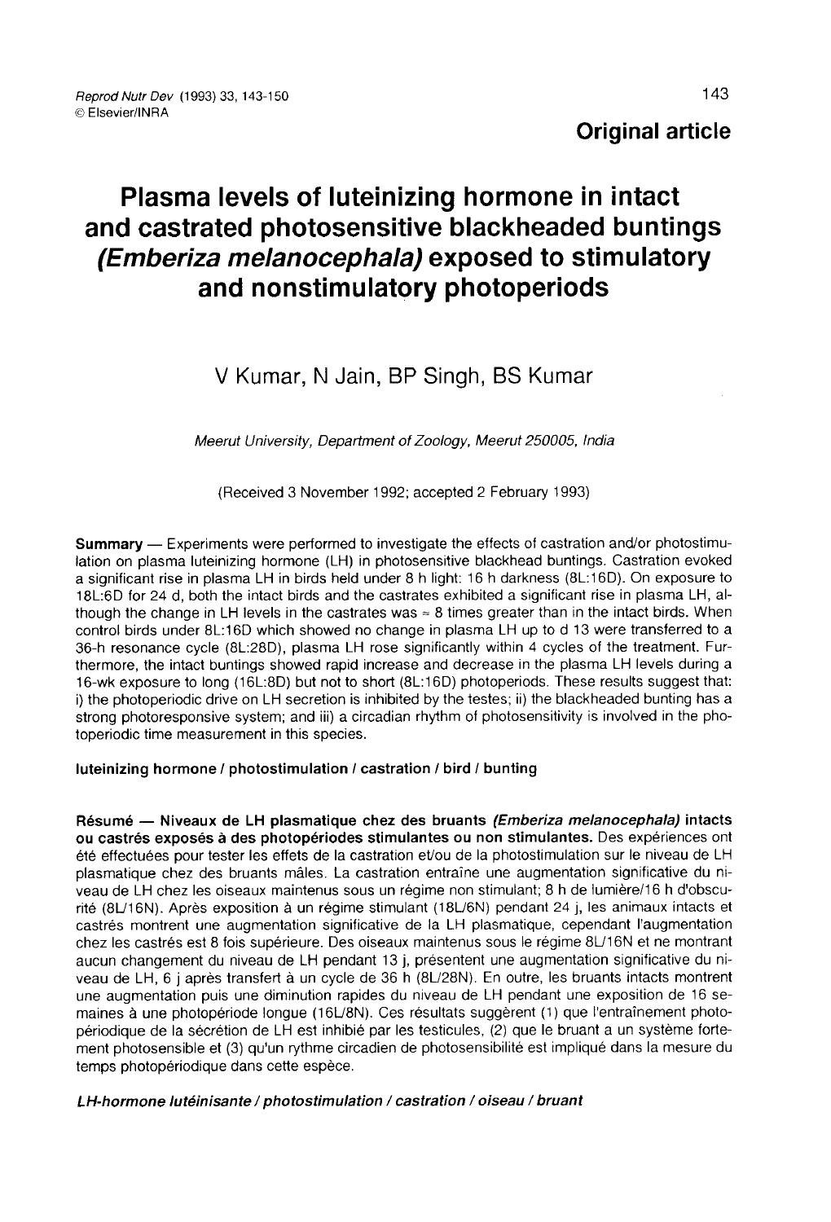Original article

# Plasma levels of luteinizing hormone in intact and castrated photosensitive blackheaded buntings (*Emberiza melanocephala*) exposed to stimulatory and nonstimulatory photoperiods

V Kumar, N Jain, BP Singh, BS Kumar

*Meerut University, Department of Zoology, Meerut 250005, India*

(Received 3 November 1992; accepted 2 February 1993)

**Summary** — Experiments were performed to investigate the effects of castration and/or photostimulation on plasma luteinizing hormone (LH) in photosensitive blackhead buntings. Castration evoked a significant rise in plasma LH in birds held under 8 h light: 16 h darkness (8L:16D). On exposure to 18L:6D for 24 d, both the intact birds and the castrates exhibited a significant rise in plasma LH, although the change in LH levels in the castrates was ≈ 8 times greater than in the intact birds. When control birds under 8L:16D which showed no change in plasma LH up to d 13 were transferred to a 36-h resonance cycle (8L:28D), plasma LH rose significantly within 4 cycles of the treatment. Furthermore, the intact buntings showed rapid increase and decrease in the plasma LH levels during a 16-wk exposure to long (16L:8D) but not to short (8L:16D) photoperiods. These results suggest that: i) the photoperiodic drive on LH secretion is inhibited by the testes; ii) the blackheaded bunting has a strong photoresponsive system; and iii) a circadian rhythm of photosensitivity is involved in the photoperiodic time measurement in this species.

**luteinizing hormone / photostimulation / castration / bird / bunting**

**Résumé** — **Niveaux de LH plasmatique chez des bruants *(Emberiza melanocephala)* intacts ou castrés exposés à des photopériodes stimulantes ou non stimulantes.** Des expériences ont été effectuées pour tester les effets de la castration et/ou de la photostimulation sur le niveau de LH plasmatique chez des bruants mâles. La castration entraîne une augmentation significative du niveau de LH chez les oiseaux maintenus sous un régime non stimulant; 8 h de lumière/16 h d'obscurité (8L/16N). Après exposition à un régime stimulant (18L/6N) pendant 24 j, les animaux intacts et castrés montrent une augmentation significative de la LH plasmatique, cependant l'augmentation chez les castrés est 8 fois supérieure. Des oiseaux maintenus sous le régime 8L/16N et ne montrant aucun changement du niveau de LH pendant 13 j, présentent une augmentation significative du niveau de LH, 6 j après transfert à un cycle de 36 h (8L/28N). En outre, les bruants intacts montrent une augmentation puis une diminution rapides du niveau de LH pendant une exposition de 16 semaines à une photopériode longue (16L/8N). Ces résultats suggèrent (1) que l'entraînement photopériodique de la sécrétion de LH est inhibié par les testicules, (2) que le bruant a un système fortement photosensible et (3) qu'un rythme circadien de photosensibilité est impliqué dans la mesure du temps photopériodique dans cette espèce.

***LH-hormone lutéinisante / photostimulation / castration / oiseau / bruant***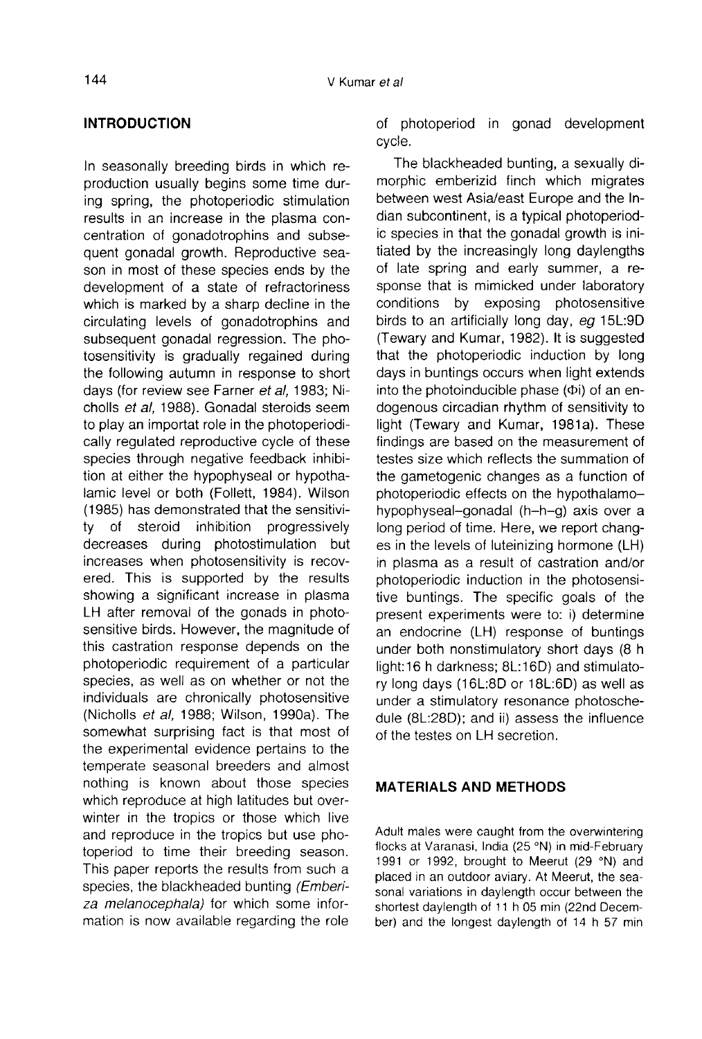## INTRODUCTION

In seasonally breeding birds in which reproduction usually begins some time during spring, the photoperiodic stimulation results in an increase in the plasma concentration of gonadotrophins and subsequent gonadal growth. Reproductive season in most of these species ends by the development of a state of refractoriness which is marked by a sharp decline in the circulating levels of gonadotrophins and subsequent gonadal regression. The photosensitivity is gradually regained during the following autumn in response to short days (for review see Farner *et al*, 1983; Nicholls *et al*, 1988). Gonadal steroids seem to play an importat role in the photoperiodically regulated reproductive cycle of these species through negative feedback inhibition at either the hypophyseal or hypothalamic level or both (Follett, 1984). Wilson (1985) has demonstrated that the sensitivity of steroid inhibition progressively decreases during photostimulation but increases when photosensitivity is recovered. This is supported by the results showing a significant increase in plasma LH after removal of the gonads in photosensitive birds. However, the magnitude of this castration response depends on the photoperiodic requirement of a particular species, as well as on whether or not the individuals are chronically photosensitive (Nicholls *et al*, 1988; Wilson, 1990a). The somewhat surprising fact is that most of the experimental evidence pertains to the temperate seasonal breeders and almost nothing is known about those species which reproduce at high latitudes but overwinter in the tropics or those which live and reproduce in the tropics but use photoperiod to time their breeding season. This paper reports the results from such a species, the blackheaded bunting *(Emberiza melanocephala)* for which some information is now available regarding the role of photoperiod in gonad development cycle.

The blackheaded bunting, a sexually dimorphic emberizid finch which migrates between west Asia/east Europe and the Indian subcontinent, is a typical photoperiodic species in that the gonadal growth is initiated by the increasingly long daylengths of late spring and early summer, a response that is mimicked under laboratory conditions by exposing photosensitive birds to an artificially long day, *eg* 15L:9D (Tewary and Kumar, 1982). It is suggested that the photoperiodic induction by long days in buntings occurs when light extends into the photoinducible phase (Φi) of an endogenous circadian rhythm of sensitivity to light (Tewary and Kumar, 1981a). These findings are based on the measurement of testes size which reflects the summation of the gametogenic changes as a function of photoperiodic effects on the hypothalamo–hypophyseal–gonadal (h–h–g) axis over a long period of time. Here, we report changes in the levels of luteinizing hormone (LH) in plasma as a result of castration and/or photoperiodic induction in the photosensitive buntings. The specific goals of the present experiments were to: i) determine an endocrine (LH) response of buntings under both nonstimulatory short days (8 h light:16 h darkness; 8L:16D) and stimulatory long days (16L:8D or 18L:6D) as well as under a stimulatory resonance photoschedule (8L:28D); and ii) assess the influence of the testes on LH secretion.

## MATERIALS AND METHODS

Adult males were caught from the overwintering flocks at Varanasi, India (25 °N) in mid-February 1991 or 1992, brought to Meerut (29 °N) and placed in an outdoor aviary. At Meerut, the seasonal variations in daylength occur between the shortest daylength of 11 h 05 min (22nd December) and the longest daylength of 14 h 57 min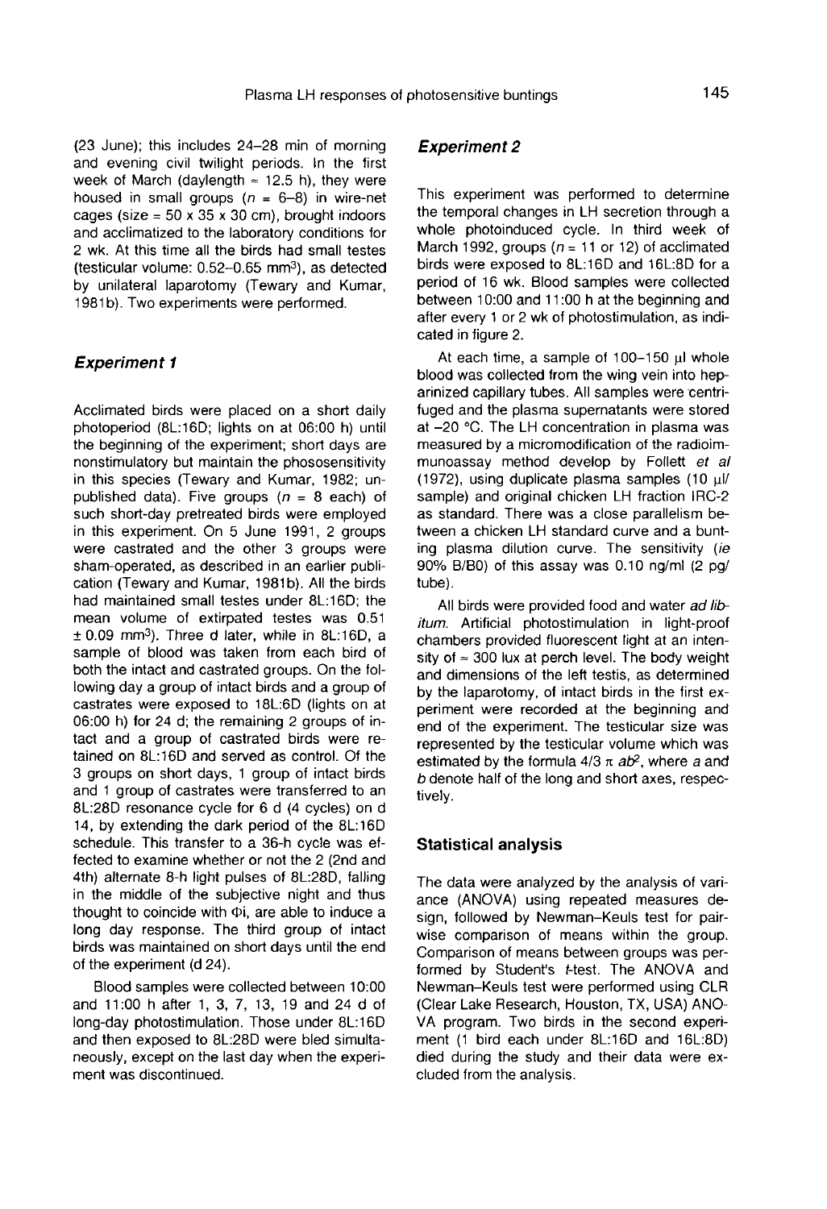(23 June); this includes 24–28 min of morning and evening civil twilight periods. In the first week of March (daylength ≈ 12.5 h), they were housed in small groups ($n$ = 6–8) in wire-net cages (size = 50 x 35 x 30 cm), brought indoors and acclimatized to the laboratory conditions for 2 wk. At this time all the birds had small testes (testicular volume: 0.52–0.65 $mm^3$), as detected by unilateral laparotomy (Tewary and Kumar, 1981b). Two experiments were performed.

### Experiment 1

Acclimated birds were placed on a short daily photoperiod (8L:16D; lights on at 06:00 h) until the beginning of the experiment; short days are nonstimulatory but maintain the phososensitivity in this species (Tewary and Kumar, 1982; unpublished data). Five groups ($n$ = 8 each) of such short-day pretreated birds were employed in this experiment. On 5 June 1991, 2 groups were castrated and the other 3 groups were sham-operated, as described in an earlier publication (Tewary and Kumar, 1981b). All the birds had maintained small testes under 8L:16D; the mean volume of extirpated testes was 0.51 ± 0.09 $mm^3$). Three d later, while in 8L:16D, a sample of blood was taken from each bird of both the intact and castrated groups. On the following day a group of intact birds and a group of castrates were exposed to 18L:6D (lights on at 06:00 h) for 24 d; the remaining 2 groups of intact and a group of castrated birds were retained on 8L:16D and served as control. Of the 3 groups on short days, 1 group of intact birds and 1 group of castrates were transferred to an 8L:28D resonance cycle for 6 d (4 cycles) on d 14, by extending the dark period of the 8L:16D schedule. This transfer to a 36-h cycle was effected to examine whether or not the 2 (2nd and 4th) alternate 8-h light pulses of 8L:28D, falling in the middle of the subjective night and thus thought to coincide with Φi, are able to induce a long day response. The third group of intact birds was maintained on short days until the end of the experiment (d 24).

Blood samples were collected between 10:00 and 11:00 h after 1, 3, 7, 13, 19 and 24 d of long-day photostimulation. Those under 8L:16D and then exposed to 8L:28D were bled simultaneously, except on the last day when the experiment was discontinued.

### Experiment 2

This experiment was performed to determine the temporal changes in LH secretion through a whole photoinduced cycle. In third week of March 1992, groups ($n$ = 11 or 12) of acclimated birds were exposed to 8L:16D and 16L:8D for a period of 16 wk. Blood samples were collected between 10:00 and 11:00 h at the beginning and after every 1 or 2 wk of photostimulation, as indicated in figure 2.

At each time, a sample of 100–150 μl whole blood was collected from the wing vein into heparinized capillary tubes. All samples were centrifuged and the plasma supernatants were stored at –20 °C. The LH concentration in plasma was measured by a micromodification of the radioimmunoassay method develop by Follett *et al* (1972), using duplicate plasma samples (10 μl/sample) and original chicken LH fraction IRC-2 as standard. There was a close parallelism between a chicken LH standard curve and a bunting plasma dilution curve. The sensitivity (*ie* 90% B/B0) of this assay was 0.10 ng/ml (2 pg/tube).

All birds were provided food and water *ad libitum*. Artificial photostimulation in light-proof chambers provided fluorescent light at an intensity of ≈ 300 lux at perch level. The body weight and dimensions of the left testis, as determined by the laparotomy, of intact birds in the first experiment were recorded at the beginning and end of the experiment. The testicular size was represented by the testicular volume which was estimated by the formula $4/3\ \pi\ ab^2$, where $a$ and $b$ denote half of the long and short axes, respectively.

## Statistical analysis

The data were analyzed by the analysis of variance (ANOVA) using repeated measures design, followed by Newman–Keuls test for pairwise comparison of means within the group. Comparison of means between groups was performed by Student's $t$-test. The ANOVA and Newman–Keuls test were performed using CLR (Clear Lake Research, Houston, TX, USA) ANOVA program. Two birds in the second experiment (1 bird each under 8L:16D and 16L:8D) died during the study and their data were excluded from the analysis.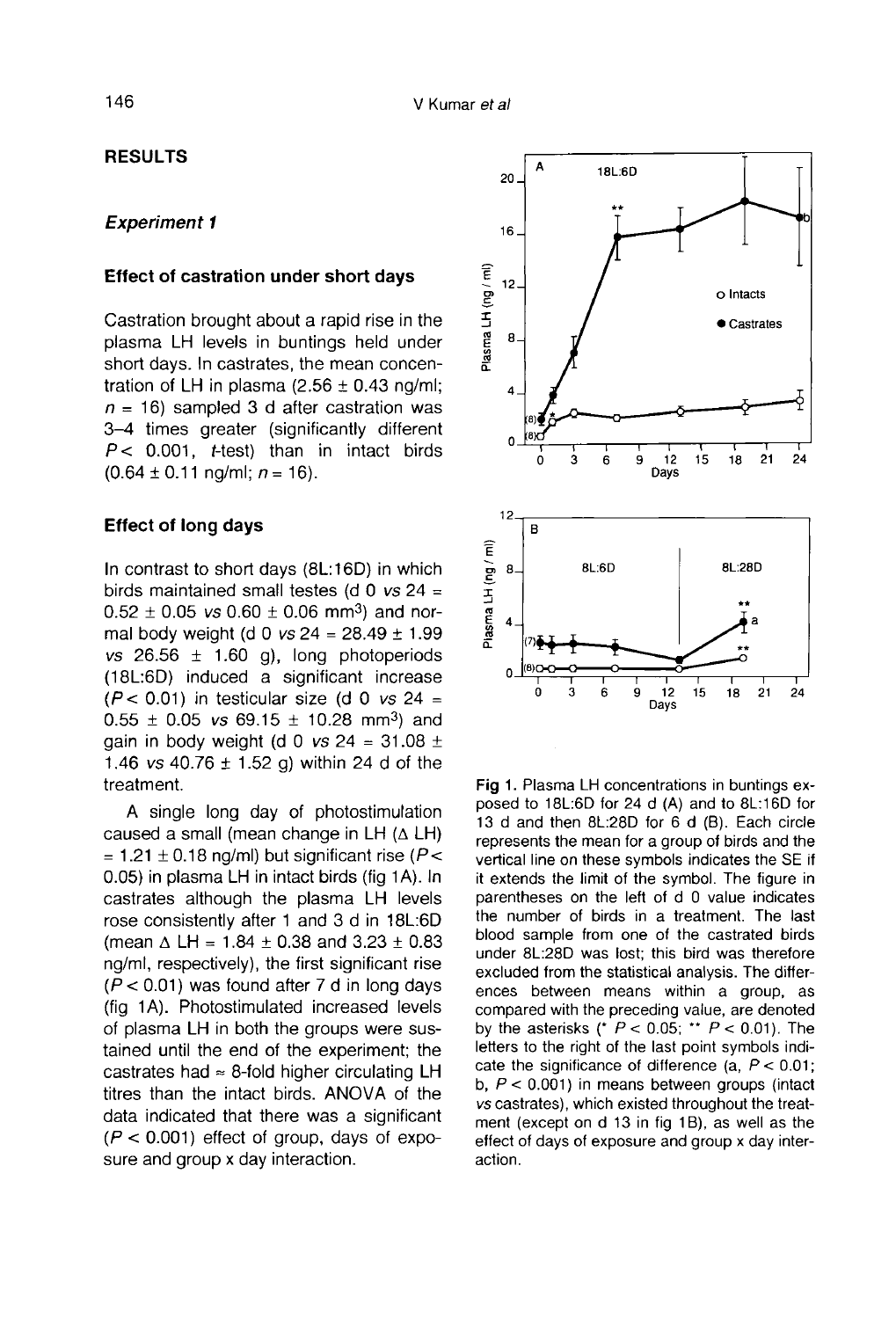## RESULTS

### *Experiment 1*

#### Effect of castration under short days

Castration brought about a rapid rise in the plasma LH levels in buntings held under short days. In castrates, the mean concentration of LH in plasma (2.56 ± 0.43 ng/ml; $n$ = 16) sampled 3 d after castration was 3–4 times greater (significantly different $P < 0.001$, $t$-test) than in intact birds (0.64 ± 0.11 ng/ml; $n$ = 16).

#### Effect of long days

In contrast to short days (8L:16D) in which birds maintained small testes (d 0 *vs* 24 = 0.52 ± 0.05 *vs* 0.60 ± 0.06 $mm^3$) and normal body weight (d 0 *vs* 24 = 28.49 ± 1.99 *vs* 26.56 ± 1.60 g), long photoperiods (18L:6D) induced a significant increase ($P < 0.01$) in testicular size (d 0 *vs* 24 = 0.55 ± 0.05 *vs* 69.15 ± 10.28 $mm^3$) and gain in body weight (d 0 *vs* 24 = 31.08 ± 1.46 *vs* 40.76 ± 1.52 g) within 24 d of the treatment.

A single long day of photostimulation caused a small (mean change in LH ($\Delta$ LH) = 1.21 ± 0.18 ng/ml) but significant rise ($P < 0.05$) in plasma LH in intact birds (fig 1A). In castrates although the plasma LH levels rose consistently after 1 and 3 d in 18L:6D (mean $\Delta$ LH = 1.84 ± 0.38 and 3.23 ± 0.83 ng/ml, respectively), the first significant rise ($P < 0.01$) was found after 7 d in long days (fig 1A). Photostimulated increased levels of plasma LH in both the groups were sustained until the end of the experiment; the castrates had ≈ 8-fold higher circulating LH titres than the intact birds. ANOVA of the data indicated that there was a significant ($P < 0.001$) effect of group, days of exposure and group x day interaction.

**Fig 1.** Plasma LH concentrations in buntings exposed to 18L:6D for 24 d (A) and to 8L:16D for 13 d and then 8L:28D for 6 d (B). Each circle represents the mean for a group of birds and the vertical line on these symbols indicates the SE if it extends the limit of the symbol. The figure in parentheses on the left of d 0 value indicates the number of birds in a treatment. The last blood sample from one of the castrated birds under 8L:28D was lost; this bird was therefore excluded from the statistical analysis. The differences between means within a group, as compared with the preceding value, are denoted by the asterisks (* $P < 0.05$; ** $P < 0.01$). The letters to the right of the last point symbols indicate the significance of difference (a, $P < 0.01$; b, $P < 0.001$) in means between groups (intact *vs* castrates), which existed throughout the treatment (except on d 13 in fig 1B), as well as the effect of days of exposure and group x day interaction.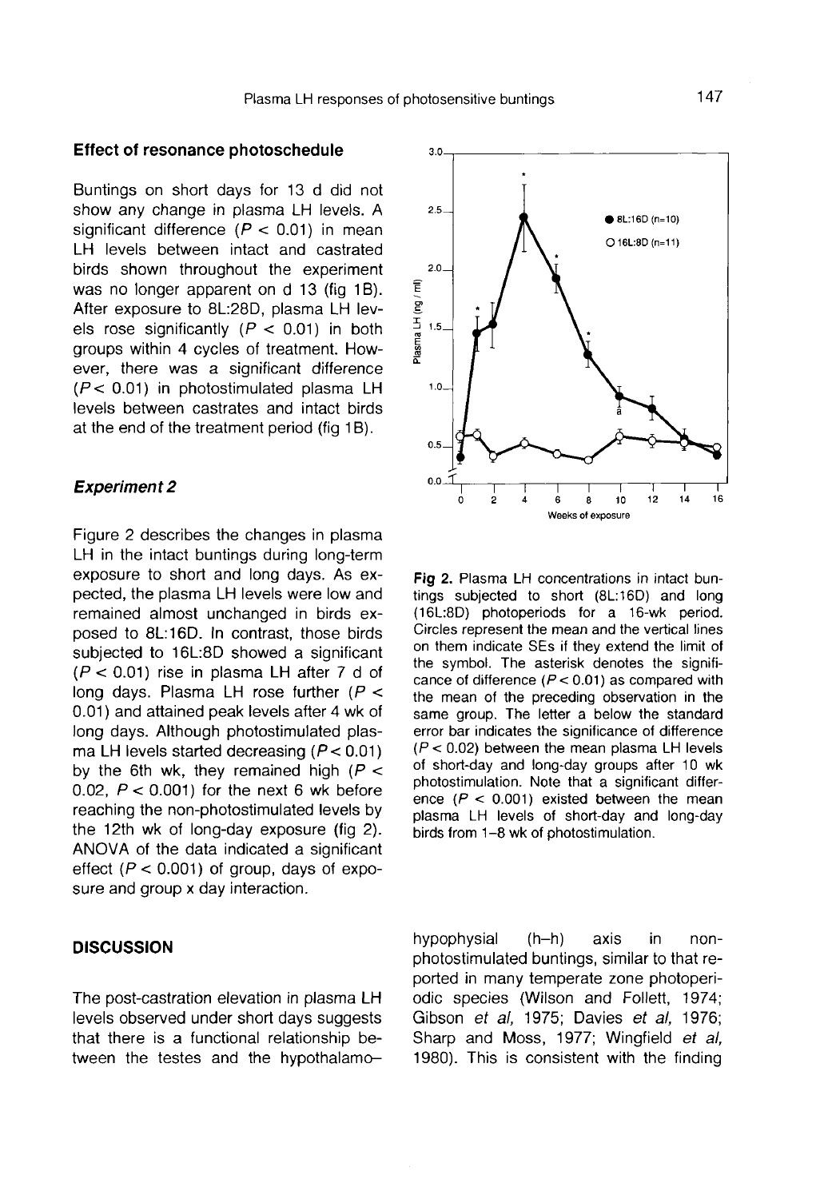### Effect of resonance photoschedule

Buntings on short days for 13 d did not show any change in plasma LH levels. A significant difference ($P < 0.01$) in mean LH levels between intact and castrated birds shown throughout the experiment was no longer apparent on d 13 (fig 1B). After exposure to 8L:28D, plasma LH levels rose significantly ($P < 0.01$) in both groups within 4 cycles of treatment. However, there was a significant difference ($P < 0.01$) in photostimulated plasma LH levels between castrates and intact birds at the end of the treatment period (fig 1B).

### *Experiment 2*

Figure 2 describes the changes in plasma LH in the intact buntings during long-term exposure to short and long days. As expected, the plasma LH levels were low and remained almost unchanged in birds exposed to 8L:16D. In contrast, those birds subjected to 16L:8D showed a significant ($P < 0.01$) rise in plasma LH after 7 d of long days. Plasma LH rose further ($P < 0.01$) and attained peak levels after 4 wk of long days. Although photostimulated plasma LH levels started decreasing ($P < 0.01$) by the 6th wk, they remained high ($P < 0.02$, $P < 0.001$) for the next 6 wk before reaching the non-photostimulated levels by the 12th wk of long-day exposure (fig 2). ANOVA of the data indicated a significant effect ($P < 0.001$) of group, days of exposure and group x day interaction.

**Fig 2.** Plasma LH concentrations in intact buntings subjected to short (8L:16D) and long (16L:8D) photoperiods for a 16-wk period. Circles represent the mean and the vertical lines on them indicate SEs if they extend the limit of the symbol. The asterisk denotes the significance of difference ($P < 0.01$) as compared with the mean of the preceding observation in the same group. The letter a below the standard error bar indicates the significance of difference ($P < 0.02$) between the mean plasma LH levels of short-day and long-day groups after 10 wk photostimulation. Note that a significant difference ($P < 0.001$) existed between the mean plasma LH levels of short-day and long-day birds from 1–8 wk of photostimulation.

## DISCUSSION

The post-castration elevation in plasma LH levels observed under short days suggests that there is a functional relationship between the testes and the hypothalamo–hypophysial (h–h) axis in non-photostimulated buntings, similar to that reported in many temperate zone photoperiodic species (Wilson and Follett, 1974; Gibson *et al,* 1975; Davies *et al,* 1976; Sharp and Moss, 1977; Wingfield *et al,* 1980). This is consistent with the finding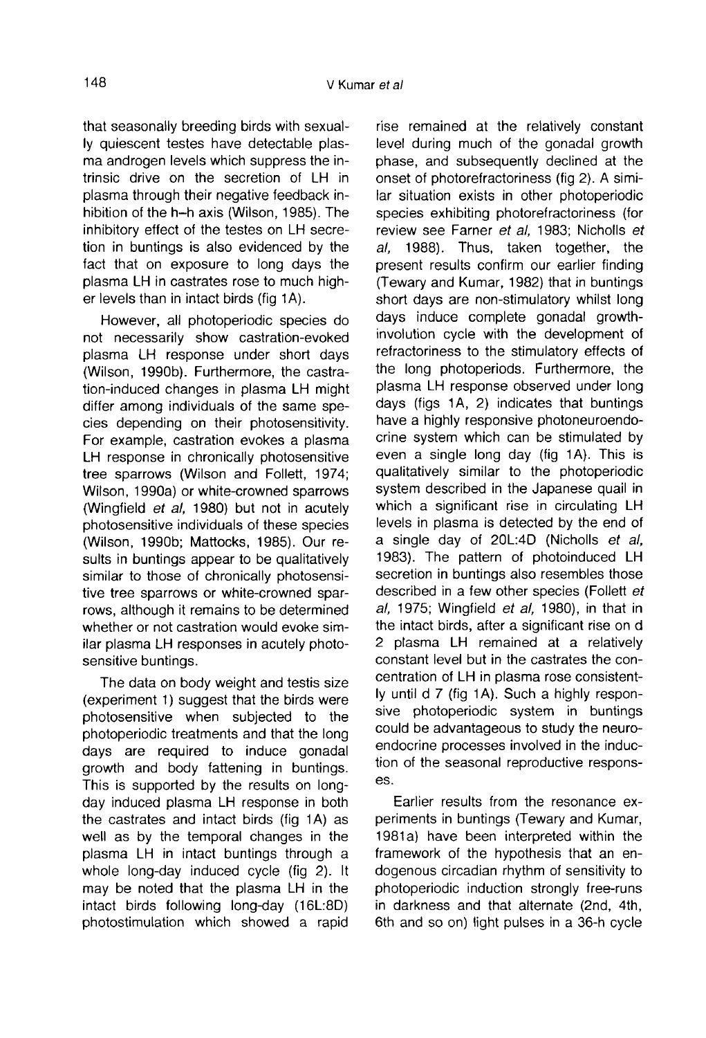that seasonally breeding birds with sexually quiescent testes have detectable plasma androgen levels which suppress the intrinsic drive on the secretion of LH in plasma through their negative feedback inhibition of the h–h axis (Wilson, 1985). The inhibitory effect of the testes on LH secretion in buntings is also evidenced by the fact that on exposure to long days the plasma LH in castrates rose to much higher levels than in intact birds (fig 1A).

However, all photoperiodic species do not necessarily show castration-evoked plasma LH response under short days (Wilson, 1990b). Furthermore, the castration-induced changes in plasma LH might differ among individuals of the same species depending on their photosensitivity. For example, castration evokes a plasma LH response in chronically photosensitive tree sparrows (Wilson and Follett, 1974; Wilson, 1990a) or white-crowned sparrows (Wingfield *et al*, 1980) but not in acutely photosensitive individuals of these species (Wilson, 1990b; Mattocks, 1985). Our results in buntings appear to be qualitatively similar to those of chronically photosensitive tree sparrows or white-crowned sparrows, although it remains to be determined whether or not castration would evoke similar plasma LH responses in acutely photosensitive buntings.

The data on body weight and testis size (experiment 1) suggest that the birds were photosensitive when subjected to the photoperiodic treatments and that the long days are required to induce gonadal growth and body fattening in buntings. This is supported by the results on long-day induced plasma LH response in both the castrates and intact birds (fig 1A) as well as by the temporal changes in the plasma LH in intact buntings through a whole long-day induced cycle (fig 2). It may be noted that the plasma LH in the intact birds following long-day (16L:8D) photostimulation which showed a rapid rise remained at the relatively constant level during much of the gonadal growth phase, and subsequently declined at the onset of photorefractoriness (fig 2). A similar situation exists in other photoperiodic species exhibiting photorefractoriness (for review see Farner *et al*, 1983; Nicholls *et al*, 1988). Thus, taken together, the present results confirm our earlier finding (Tewary and Kumar, 1982) that in buntings short days are non-stimulatory whilst long days induce complete gonadal growth-involution cycle with the development of refractoriness to the stimulatory effects of the long photoperiods. Furthermore, the plasma LH response observed under long days (figs 1A, 2) indicates that buntings have a highly responsive photoneuroendocrine system which can be stimulated by even a single long day (fig 1A). This is qualitatively similar to the photoperiodic system described in the Japanese quail in which a significant rise in circulating LH levels in plasma is detected by the end of a single day of 20L:4D (Nicholls *et al*, 1983). The pattern of photoinduced LH secretion in buntings also resembles those described in a few other species (Follett *et al*, 1975; Wingfield *et al*, 1980), in that in the intact birds, after a significant rise on d 2 plasma LH remained at a relatively constant level but in the castrates the concentration of LH in plasma rose consistently until d 7 (fig 1A). Such a highly responsive photoperiodic system in buntings could be advantageous to study the neuroendocrine processes involved in the induction of the seasonal reproductive responses.

Earlier results from the resonance experiments in buntings (Tewary and Kumar, 1981a) have been interpreted within the framework of the hypothesis that an endogenous circadian rhythm of sensitivity to photoperiodic induction strongly free-runs in darkness and that alternate (2nd, 4th, 6th and so on) light pulses in a 36-h cycle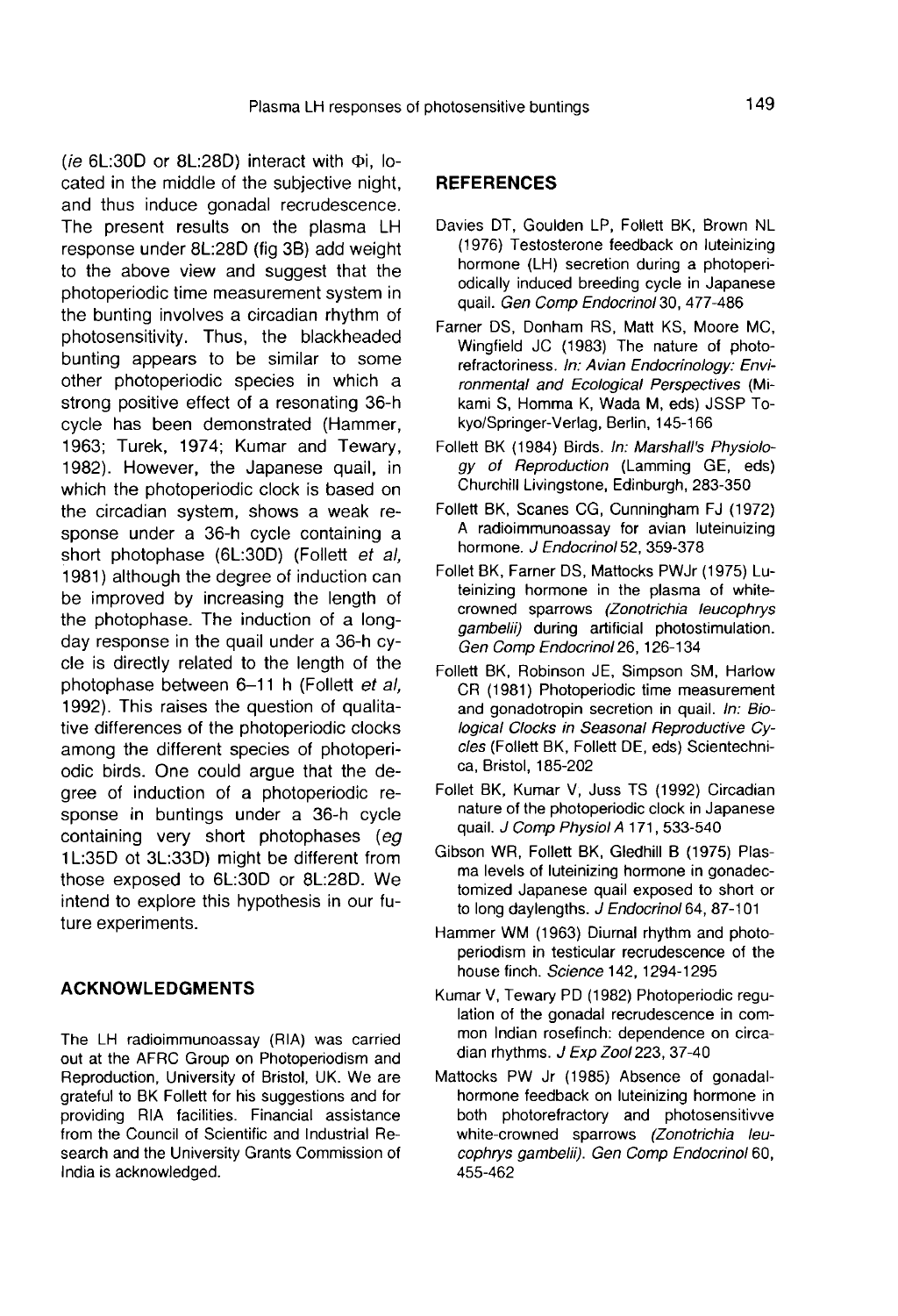(*ie* 6L:30D or 8L:28D) interact with $\Phi$i, located in the middle of the subjective night, and thus induce gonadal recrudescence. The present results on the plasma LH response under 8L:28D (fig 3B) add weight to the above view and suggest that the photoperiodic time measurement system in the bunting involves a circadian rhythm of photosensitivity. Thus, the blackheaded bunting appears to be similar to some other photoperiodic species in which a strong positive effect of a resonating 36-h cycle has been demonstrated (Hammer, 1963; Turek, 1974; Kumar and Tewary, 1982). However, the Japanese quail, in which the photoperiodic clock is based on the circadian system, shows a weak response under a 36-h cycle containing a short photophase (6L:30D) (Follett *et al*, 1981) although the degree of induction can be improved by increasing the length of the photophase. The induction of a long-day response in the quail under a 36-h cycle is directly related to the length of the photophase between 6–11 h (Follett *et al*, 1992). This raises the question of qualitative differences of the photoperiodic clocks among the different species of photoperiodic birds. One could argue that the degree of induction of a photoperiodic response in buntings under a 36-h cycle containing very short photophases (*eg* 1L:35D ot 3L:33D) might be different from those exposed to 6L:30D or 8L:28D. We intend to explore this hypothesis in our future experiments.

## ACKNOWLEDGMENTS

The LH radioimmunoassay (RIA) was carried out at the AFRC Group on Photoperiodism and Reproduction, University of Bristol, UK. We are grateful to BK Follett for his suggestions and for providing RIA facilities. Financial assistance from the Council of Scientific and Industrial Research and the University Grants Commission of India is acknowledged.

## REFERENCES

Davies DT, Goulden LP, Follett BK, Brown NL (1976) Testosterone feedback on luteinizing hormone (LH) secretion during a photoperiodically induced breeding cycle in Japanese quail. *Gen Comp Endocrinol* 30, 477-486

Farner DS, Donham RS, Matt KS, Moore MC, Wingfield JC (1983) The nature of photorefractoriness. *In: Avian Endocrinology: Environmental and Ecological Perspectives* (Mikami S, Homma K, Wada M, eds) JSSP Tokyo/Springer-Verlag, Berlin, 145-166

Follett BK (1984) Birds. *In: Marshall's Physiology of Reproduction* (Lamming GE, eds) Churchill Livingstone, Edinburgh, 283-350

Follett BK, Scanes CG, Cunningham FJ (1972) A radioimmunoassay for avian luteinuizing hormone. *J Endocrinol* 52, 359-378

Follet BK, Farner DS, Mattocks PWJr (1975) Luteinizing hormone in the plasma of white-crowned sparrows *(Zonotrichia leucophrys gambelii)* during artificial photostimulation. *Gen Comp Endocrinol* 26, 126-134

Follett BK, Robinson JE, Simpson SM, Harlow CR (1981) Photoperiodic time measurement and gonadotropin secretion in quail. *In: Biological Clocks in Seasonal Reproductive Cycles* (Follett BK, Follett DE, eds) Scientechnica, Bristol, 185-202

Follet BK, Kumar V, Juss TS (1992) Circadian nature of the photoperiodic clock in Japanese quail. *J Comp Physiol A* 171, 533-540

Gibson WR, Follett BK, Gledhill B (1975) Plasma levels of luteinizing hormone in gonadectomized Japanese quail exposed to short or to long daylengths. *J Endocrinol* 64, 87-101

Hammer WM (1963) Diurnal rhythm and photoperiodism in testicular recrudescence of the house finch. *Science* 142, 1294-1295

Kumar V, Tewary PD (1982) Photoperiodic regulation of the gonadal recrudescence in common Indian rosefinch: dependence on circadian rhythms. *J Exp Zool* 223, 37-40

Mattocks PW Jr (1985) Absence of gonadal-hormone feedback on luteinizing hormone in both photorefractory and photosensitivve white-crowned sparrows *(Zonotrichia leucophrys gambelii)*. *Gen Comp Endocrinol* 60, 455-462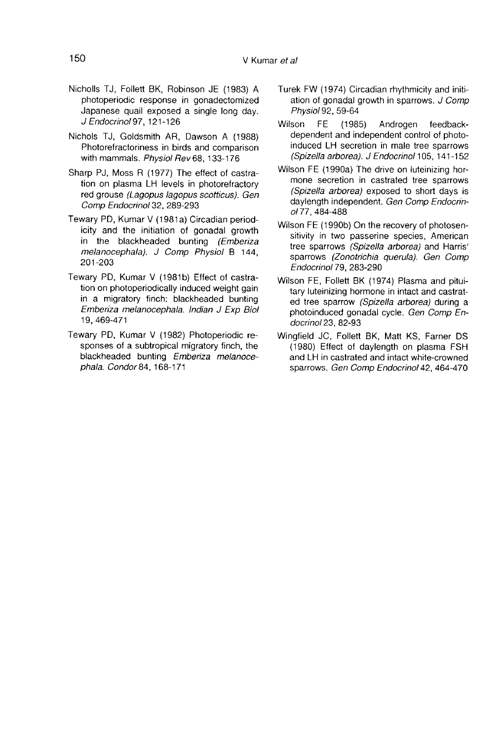Nicholls TJ, Follett BK, Robinson JE (1983) A photoperiodic response in gonadectomized Japanese quail exposed a single long day. *J Endocrinol* 97, 121-126

Nichols TJ, Goldsmith AR, Dawson A (1988) Photorefractoriness in birds and comparison with mammals. *Physiol Rev* 68, 133-176

Sharp PJ, Moss R (1977) The effect of castration on plasma LH levels in photorefractory red grouse *(Lagopus lagopus scotticus)*. *Gen Comp Endocrinol* 32, 289-293

Tewary PD, Kumar V (1981a) Circadian periodicity and the initiation of gonadal growth in the blackheaded bunting *(Emberiza melanocephala)*. *J Comp Physiol* B 144, 201-203

Tewary PD, Kumar V (1981b) Effect of castration on photoperiodically induced weight gain in a migratory finch: blackheaded bunting *Emberiza melanocephala*. *Indian J Exp Biol* 19, 469-471

Tewary PD, Kumar V (1982) Photoperiodic responses of a subtropical migratory finch, the blackheaded bunting *Emberiza melanocephala*. *Condor* 84, 168-171

Turek FW (1974) Circadian rhythmicity and initiation of gonadal growth in sparrows. *J Comp Physiol* 92, 59-64

Wilson FE (1985) Androgen feedback-dependent and independent control of photoinduced LH secretion in male tree sparrows *(Spizella arborea)*. *J Endocrinol* 105, 141-152

Wilson FE (1990a) The drive on luteinizing hormone secretion in castrated tree sparrows *(Spizella arborea)* exposed to short days is daylength independent. *Gen Comp Endocrinol* 77, 484-488

Wilson FE (1990b) On the recovery of photosensitivity in two passerine species, American tree sparrows *(Spizella arborea)* and Harris' sparrows *(Zonotrichia querula)*. *Gen Comp Endocrinol* 79, 283-290

Wilson FE, Follett BK (1974) Plasma and pituitary luteinizing hormone in intact and castrated tree sparrow *(Spizella arborea)* during a photoinduced gonadal cycle. *Gen Comp Endocrinol* 23, 82-93

Wingfield JC, Follett BK, Matt KS, Farner DS (1980) Effect of daylength on plasma FSH and LH in castrated and intact white-crowned sparrows. *Gen Comp Endocrinol* 42, 464-470